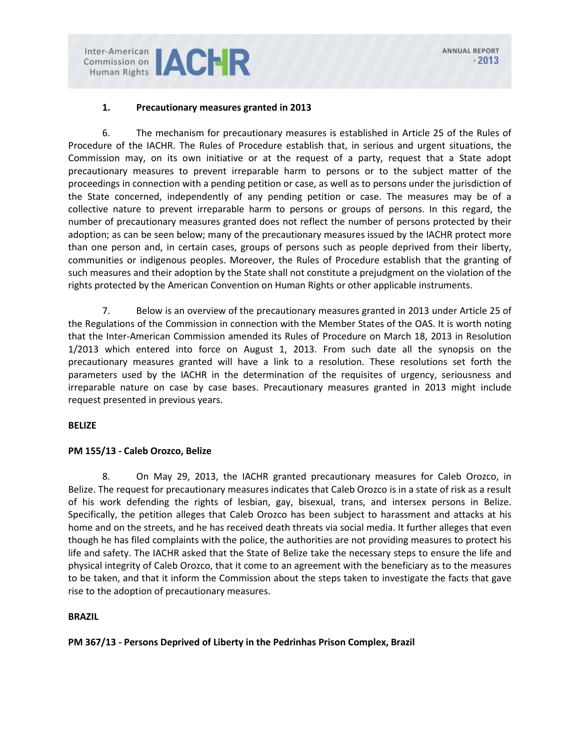### 1. Precautionary measures granted in 2013

6. The mechanism for precautionary measures is established in Article 25 of the Rules of Procedure of the IACHR. The Rules of Procedure establish that, in serious and urgent situations, the Commission may, on its own initiative or at the request of a party, request that a State adopt precautionary measures to prevent irreparable harm to persons or to the subject matter of the proceedings in connection with a pending petition or case, as well as to persons under the jurisdiction of the State concerned, independently of any pending petition or case. The measures may be of a collective nature to prevent irreparable harm to persons or groups of persons. In this regard, the number of precautionary measures granted does not reflect the number of persons protected by their adoption; as can be seen below; many of the precautionary measures issued by the IACHR protect more than one person and, in certain cases, groups of persons such as people deprived from their liberty, communities or indigenous peoples. Moreover, the Rules of Procedure establish that the granting of such measures and their adoption by the State shall not constitute a prejudgment on the violation of the rights protected by the American Convention on Human Rights or other applicable instruments.

7. Below is an overview of the precautionary measures granted in 2013 under Article 25 of the Regulations of the Commission in connection with the Member States of the OAS. It is worth noting that the Inter-American Commission amended its Rules of Procedure on March 18, 2013 in Resolution 1/2013 which entered into force on August 1, 2013. From such date all the synopsis on the precautionary measures granted will have a link to a resolution. These resolutions set forth the parameters used by the IACHR in the determination of the requisites of urgency, seriousness and irreparable nature on case by case bases. Precautionary measures granted in 2013 might include request presented in previous years.

**BELIZE**

**PM 155/13 - Caleb Orozco, Belize**

8. On May 29, 2013, the IACHR granted precautionary measures for Caleb Orozco, in Belize. The request for precautionary measures indicates that Caleb Orozco is in a state of risk as a result of his work defending the rights of lesbian, gay, bisexual, trans, and intersex persons in Belize. Specifically, the petition alleges that Caleb Orozco has been subject to harassment and attacks at his home and on the streets, and he has received death threats via social media. It further alleges that even though he has filed complaints with the police, the authorities are not providing measures to protect his life and safety. The IACHR asked that the State of Belize take the necessary steps to ensure the life and physical integrity of Caleb Orozco, that it come to an agreement with the beneficiary as to the measures to be taken, and that it inform the Commission about the steps taken to investigate the facts that gave rise to the adoption of precautionary measures.

**BRAZIL**

**PM 367/13 - Persons Deprived of Liberty in the Pedrinhas Prison Complex, Brazil**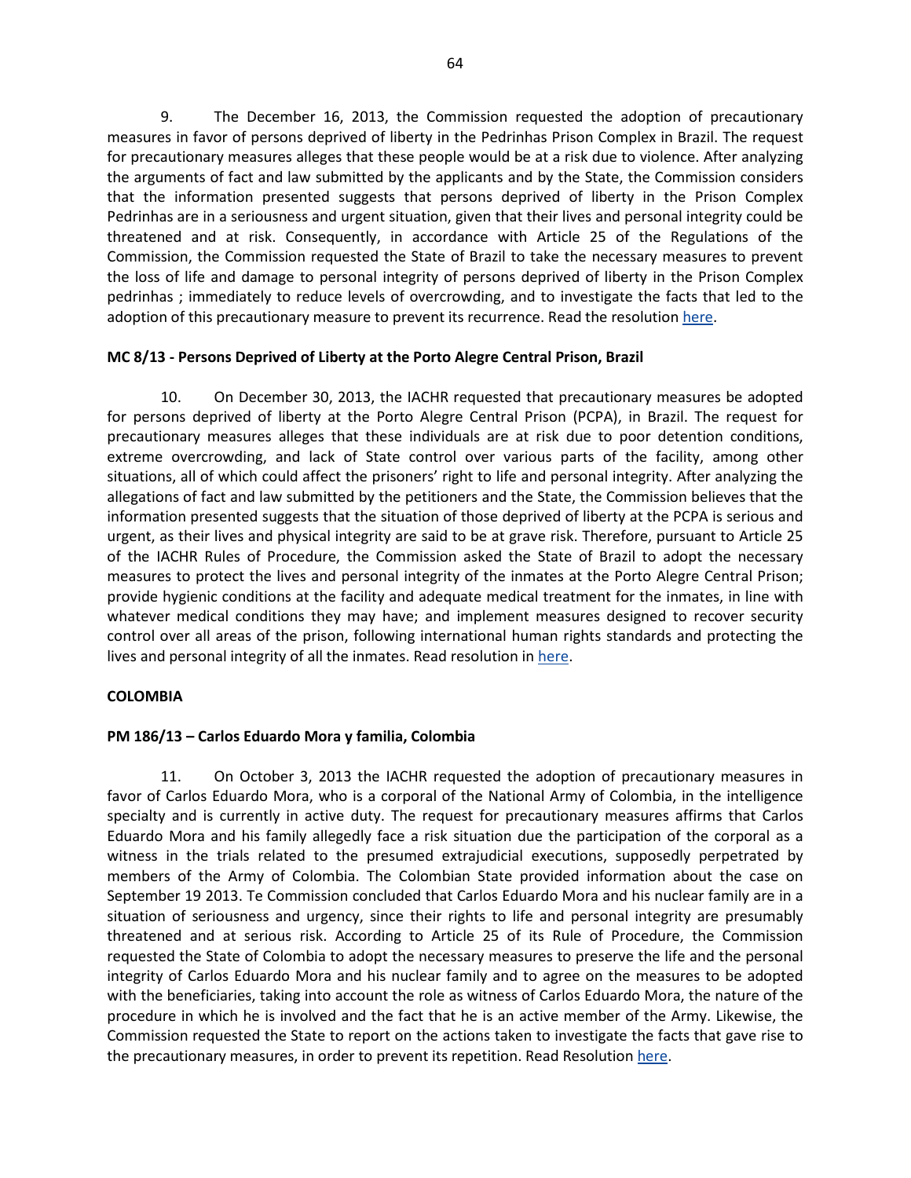9. The December 16, 2013, the Commission requested the adoption of precautionary measures in favor of persons deprived of liberty in the Pedrinhas Prison Complex in Brazil. The request for precautionary measures alleges that these people would be at a risk due to violence. After analyzing the arguments of fact and law submitted by the applicants and by the State, the Commission considers that the information presented suggests that persons deprived of liberty in the Prison Complex Pedrinhas are in a seriousness and urgent situation, given that their lives and personal integrity could be threatened and at risk. Consequently, in accordance with Article 25 of the Regulations of the Commission, the Commission requested the State of Brazil to take the necessary measures to prevent the loss of life and damage to personal integrity of persons deprived of liberty in the Prison Complex pedrinhas ; immediately to reduce levels of overcrowding, and to investigate the facts that led to the adoption of this precautionary measure to prevent its recurrence. Read the resolution here.

**MC 8/13 - Persons Deprived of Liberty at the Porto Alegre Central Prison, Brazil**

10. On December 30, 2013, the IACHR requested that precautionary measures be adopted for persons deprived of liberty at the Porto Alegre Central Prison (PCPA), in Brazil. The request for precautionary measures alleges that these individuals are at risk due to poor detention conditions, extreme overcrowding, and lack of State control over various parts of the facility, among other situations, all of which could affect the prisoners' right to life and personal integrity. After analyzing the allegations of fact and law submitted by the petitioners and the State, the Commission believes that the information presented suggests that the situation of those deprived of liberty at the PCPA is serious and urgent, as their lives and physical integrity are said to be at grave risk. Therefore, pursuant to Article 25 of the IACHR Rules of Procedure, the Commission asked the State of Brazil to adopt the necessary measures to protect the lives and personal integrity of the inmates at the Porto Alegre Central Prison; provide hygienic conditions at the facility and adequate medical treatment for the inmates, in line with whatever medical conditions they may have; and implement measures designed to recover security control over all areas of the prison, following international human rights standards and protecting the lives and personal integrity of all the inmates. Read resolution in here.

**COLOMBIA**

**PM 186/13 – Carlos Eduardo Mora y familia, Colombia**

11. On October 3, 2013 the IACHR requested the adoption of precautionary measures in favor of Carlos Eduardo Mora, who is a corporal of the National Army of Colombia, in the intelligence specialty and is currently in active duty. The request for precautionary measures affirms that Carlos Eduardo Mora and his family allegedly face a risk situation due the participation of the corporal as a witness in the trials related to the presumed extrajudicial executions, supposedly perpetrated by members of the Army of Colombia. The Colombian State provided information about the case on September 19 2013. Te Commission concluded that Carlos Eduardo Mora and his nuclear family are in a situation of seriousness and urgency, since their rights to life and personal integrity are presumably threatened and at serious risk. According to Article 25 of its Rule of Procedure, the Commission requested the State of Colombia to adopt the necessary measures to preserve the life and the personal integrity of Carlos Eduardo Mora and his nuclear family and to agree on the measures to be adopted with the beneficiaries, taking into account the role as witness of Carlos Eduardo Mora, the nature of the procedure in which he is involved and the fact that he is an active member of the Army. Likewise, the Commission requested the State to report on the actions taken to investigate the facts that gave rise to the precautionary measures, in order to prevent its repetition. Read Resolution here.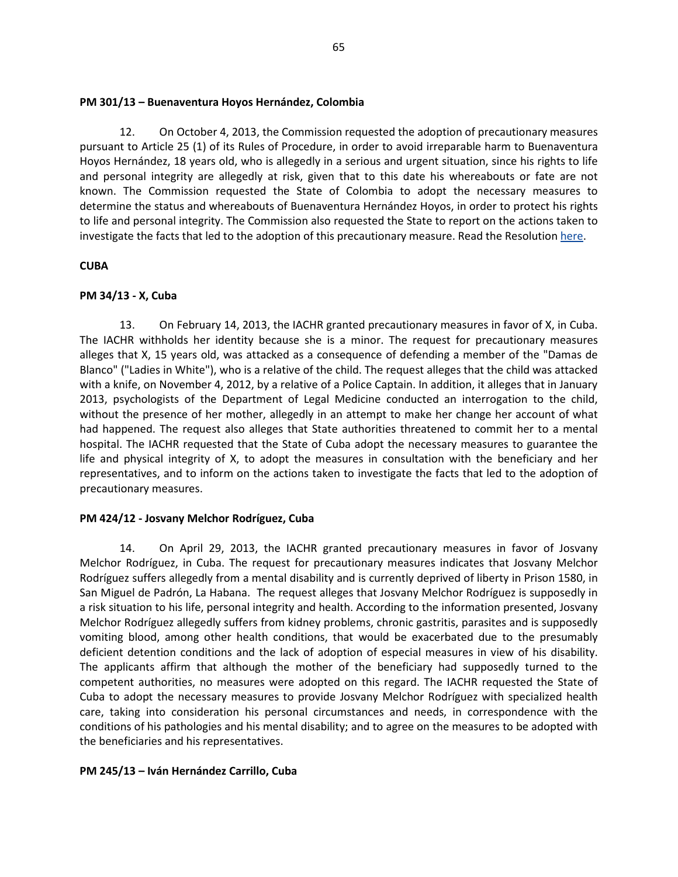**PM 301/13 – Buenaventura Hoyos Hernández, Colombia**

12. On October 4, 2013, the Commission requested the adoption of precautionary measures pursuant to Article 25 (1) of its Rules of Procedure, in order to avoid irreparable harm to Buenaventura Hoyos Hernández, 18 years old, who is allegedly in a serious and urgent situation, since his rights to life and personal integrity are allegedly at risk, given that to this date his whereabouts or fate are not known. The Commission requested the State of Colombia to adopt the necessary measures to determine the status and whereabouts of Buenaventura Hernández Hoyos, in order to protect his rights to life and personal integrity. The Commission also requested the State to report on the actions taken to investigate the facts that led to the adoption of this precautionary measure. Read the Resolution here.

**CUBA**

**PM 34/13 - X, Cuba**

13. On February 14, 2013, the IACHR granted precautionary measures in favor of X, in Cuba. The IACHR withholds her identity because she is a minor. The request for precautionary measures alleges that X, 15 years old, was attacked as a consequence of defending a member of the "Damas de Blanco" ("Ladies in White"), who is a relative of the child. The request alleges that the child was attacked with a knife, on November 4, 2012, by a relative of a Police Captain. In addition, it alleges that in January 2013, psychologists of the Department of Legal Medicine conducted an interrogation to the child, without the presence of her mother, allegedly in an attempt to make her change her account of what had happened. The request also alleges that State authorities threatened to commit her to a mental hospital. The IACHR requested that the State of Cuba adopt the necessary measures to guarantee the life and physical integrity of X, to adopt the measures in consultation with the beneficiary and her representatives, and to inform on the actions taken to investigate the facts that led to the adoption of precautionary measures.

**PM 424/12 - Josvany Melchor Rodríguez, Cuba**

14. On April 29, 2013, the IACHR granted precautionary measures in favor of Josvany Melchor Rodríguez, in Cuba. The request for precautionary measures indicates that Josvany Melchor Rodríguez suffers allegedly from a mental disability and is currently deprived of liberty in Prison 1580, in San Miguel de Padrón, La Habana. The request alleges that Josvany Melchor Rodríguez is supposedly in a risk situation to his life, personal integrity and health. According to the information presented, Josvany Melchor Rodríguez allegedly suffers from kidney problems, chronic gastritis, parasites and is supposedly vomiting blood, among other health conditions, that would be exacerbated due to the presumably deficient detention conditions and the lack of adoption of especial measures in view of his disability. The applicants affirm that although the mother of the beneficiary had supposedly turned to the competent authorities, no measures were adopted on this regard. The IACHR requested the State of Cuba to adopt the necessary measures to provide Josvany Melchor Rodríguez with specialized health care, taking into consideration his personal circumstances and needs, in correspondence with the conditions of his pathologies and his mental disability; and to agree on the measures to be adopted with the beneficiaries and his representatives.

**PM 245/13 – Iván Hernández Carrillo, Cuba**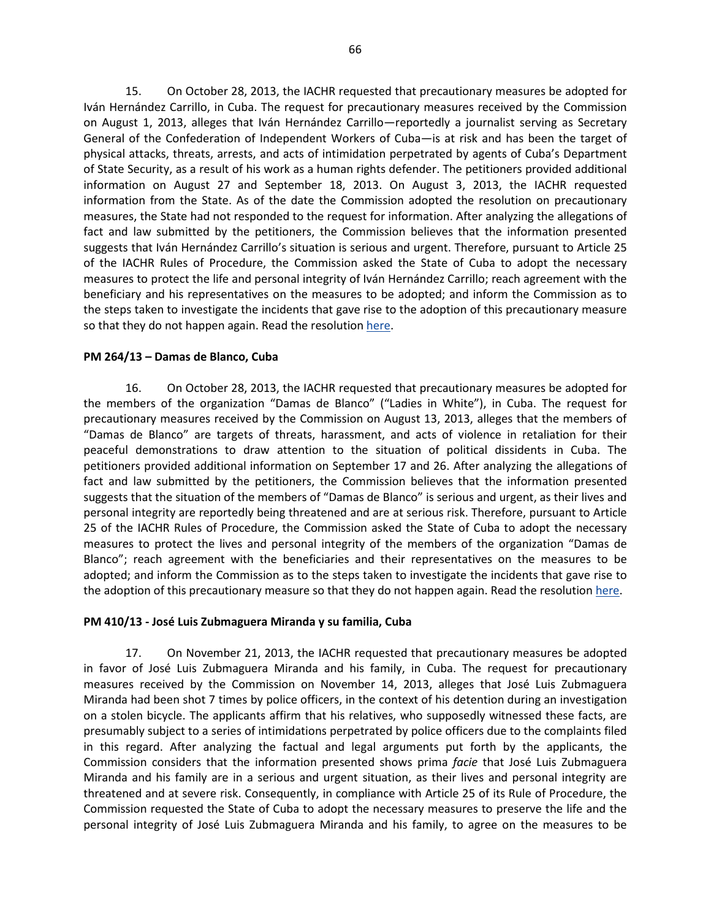15. On October 28, 2013, the IACHR requested that precautionary measures be adopted for Iván Hernández Carrillo, in Cuba. The request for precautionary measures received by the Commission on August 1, 2013, alleges that Iván Hernández Carrillo—reportedly a journalist serving as Secretary General of the Confederation of Independent Workers of Cuba—is at risk and has been the target of physical attacks, threats, arrests, and acts of intimidation perpetrated by agents of Cuba's Department of State Security, as a result of his work as a human rights defender. The petitioners provided additional information on August 27 and September 18, 2013. On August 3, 2013, the IACHR requested information from the State. As of the date the Commission adopted the resolution on precautionary measures, the State had not responded to the request for information. After analyzing the allegations of fact and law submitted by the petitioners, the Commission believes that the information presented suggests that Iván Hernández Carrillo's situation is serious and urgent. Therefore, pursuant to Article 25 of the IACHR Rules of Procedure, the Commission asked the State of Cuba to adopt the necessary measures to protect the life and personal integrity of Iván Hernández Carrillo; reach agreement with the beneficiary and his representatives on the measures to be adopted; and inform the Commission as to the steps taken to investigate the incidents that gave rise to the adoption of this precautionary measure so that they do not happen again. Read the resolution here.

**PM 264/13 – Damas de Blanco, Cuba**

16. On October 28, 2013, the IACHR requested that precautionary measures be adopted for the members of the organization "Damas de Blanco" ("Ladies in White"), in Cuba. The request for precautionary measures received by the Commission on August 13, 2013, alleges that the members of "Damas de Blanco" are targets of threats, harassment, and acts of violence in retaliation for their peaceful demonstrations to draw attention to the situation of political dissidents in Cuba. The petitioners provided additional information on September 17 and 26. After analyzing the allegations of fact and law submitted by the petitioners, the Commission believes that the information presented suggests that the situation of the members of "Damas de Blanco" is serious and urgent, as their lives and personal integrity are reportedly being threatened and are at serious risk. Therefore, pursuant to Article 25 of the IACHR Rules of Procedure, the Commission asked the State of Cuba to adopt the necessary measures to protect the lives and personal integrity of the members of the organization "Damas de Blanco"; reach agreement with the beneficiaries and their representatives on the measures to be adopted; and inform the Commission as to the steps taken to investigate the incidents that gave rise to the adoption of this precautionary measure so that they do not happen again. Read the resolution here.

**PM 410/13 - José Luis Zubmaguera Miranda y su familia, Cuba**

17. On November 21, 2013, the IACHR requested that precautionary measures be adopted in favor of José Luis Zubmaguera Miranda and his family, in Cuba. The request for precautionary measures received by the Commission on November 14, 2013, alleges that José Luis Zubmaguera Miranda had been shot 7 times by police officers, in the context of his detention during an investigation on a stolen bicycle. The applicants affirm that his relatives, who supposedly witnessed these facts, are presumably subject to a series of intimidations perpetrated by police officers due to the complaints filed in this regard. After analyzing the factual and legal arguments put forth by the applicants, the Commission considers that the information presented shows prima *facie* that José Luis Zubmaguera Miranda and his family are in a serious and urgent situation, as their lives and personal integrity are threatened and at severe risk. Consequently, in compliance with Article 25 of its Rule of Procedure, the Commission requested the State of Cuba to adopt the necessary measures to preserve the life and the personal integrity of José Luis Zubmaguera Miranda and his family, to agree on the measures to be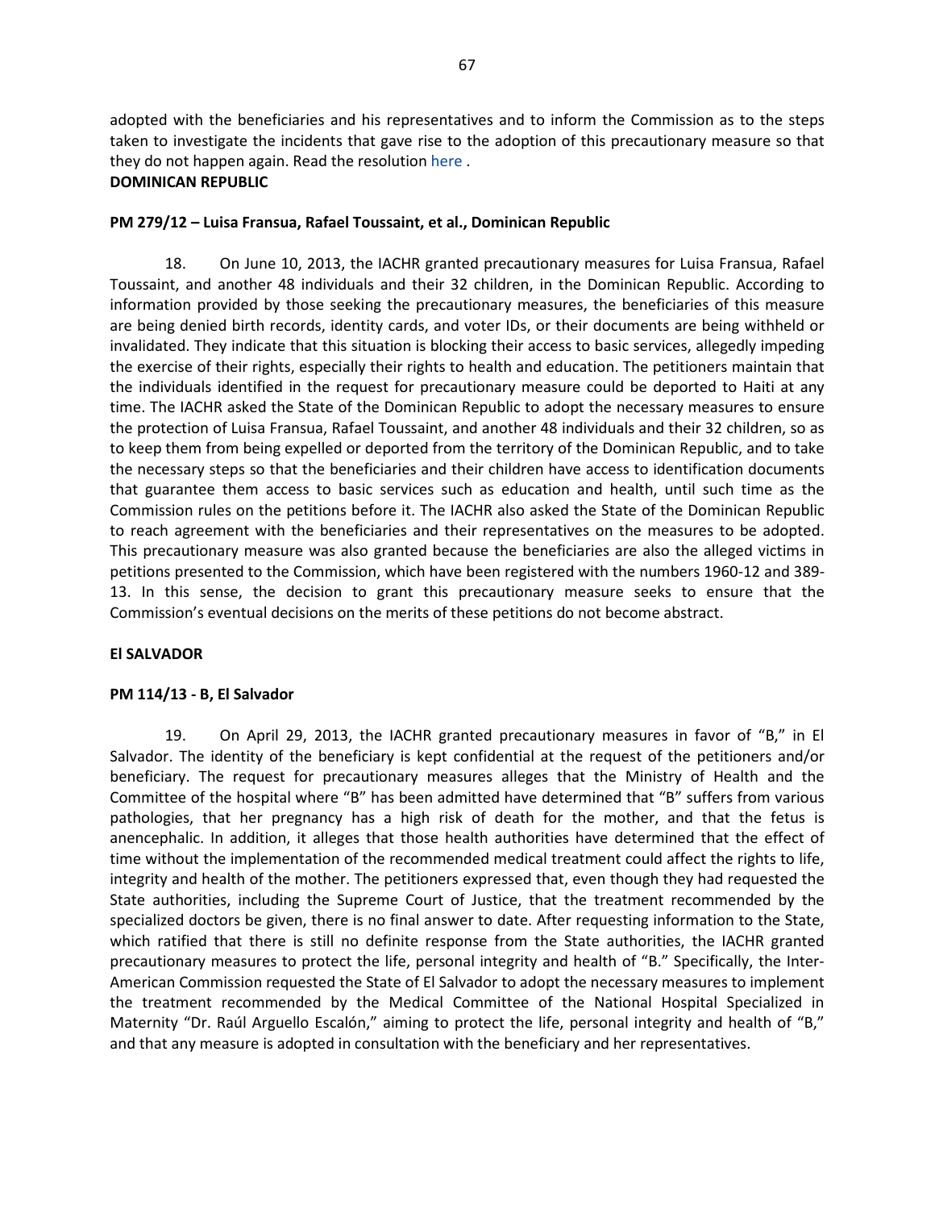adopted with the beneficiaries and his representatives and to inform the Commission as to the steps taken to investigate the incidents that gave rise to the adoption of this precautionary measure so that they do not happen again. Read the resolution here .

**DOMINICAN REPUBLIC**

**PM 279/12 – Luisa Fransua, Rafael Toussaint, et al., Dominican Republic**

18. On June 10, 2013, the IACHR granted precautionary measures for Luisa Fransua, Rafael Toussaint, and another 48 individuals and their 32 children, in the Dominican Republic. According to information provided by those seeking the precautionary measures, the beneficiaries of this measure are being denied birth records, identity cards, and voter IDs, or their documents are being withheld or invalidated. They indicate that this situation is blocking their access to basic services, allegedly impeding the exercise of their rights, especially their rights to health and education. The petitioners maintain that the individuals identified in the request for precautionary measure could be deported to Haiti at any time. The IACHR asked the State of the Dominican Republic to adopt the necessary measures to ensure the protection of Luisa Fransua, Rafael Toussaint, and another 48 individuals and their 32 children, so as to keep them from being expelled or deported from the territory of the Dominican Republic, and to take the necessary steps so that the beneficiaries and their children have access to identification documents that guarantee them access to basic services such as education and health, until such time as the Commission rules on the petitions before it. The IACHR also asked the State of the Dominican Republic to reach agreement with the beneficiaries and their representatives on the measures to be adopted. This precautionary measure was also granted because the beneficiaries are also the alleged victims in petitions presented to the Commission, which have been registered with the numbers 1960-12 and 389-13. In this sense, the decision to grant this precautionary measure seeks to ensure that the Commission's eventual decisions on the merits of these petitions do not become abstract.

**El SALVADOR**

**PM 114/13 - B, El Salvador**

19. On April 29, 2013, the IACHR granted precautionary measures in favor of "B," in El Salvador. The identity of the beneficiary is kept confidential at the request of the petitioners and/or beneficiary. The request for precautionary measures alleges that the Ministry of Health and the Committee of the hospital where "B" has been admitted have determined that "B" suffers from various pathologies, that her pregnancy has a high risk of death for the mother, and that the fetus is anencephalic. In addition, it alleges that those health authorities have determined that the effect of time without the implementation of the recommended medical treatment could affect the rights to life, integrity and health of the mother. The petitioners expressed that, even though they had requested the State authorities, including the Supreme Court of Justice, that the treatment recommended by the specialized doctors be given, there is no final answer to date. After requesting information to the State, which ratified that there is still no definite response from the State authorities, the IACHR granted precautionary measures to protect the life, personal integrity and health of "B." Specifically, the Inter-American Commission requested the State of El Salvador to adopt the necessary measures to implement the treatment recommended by the Medical Committee of the National Hospital Specialized in Maternity "Dr. Raúl Arguello Escalón," aiming to protect the life, personal integrity and health of "B," and that any measure is adopted in consultation with the beneficiary and her representatives.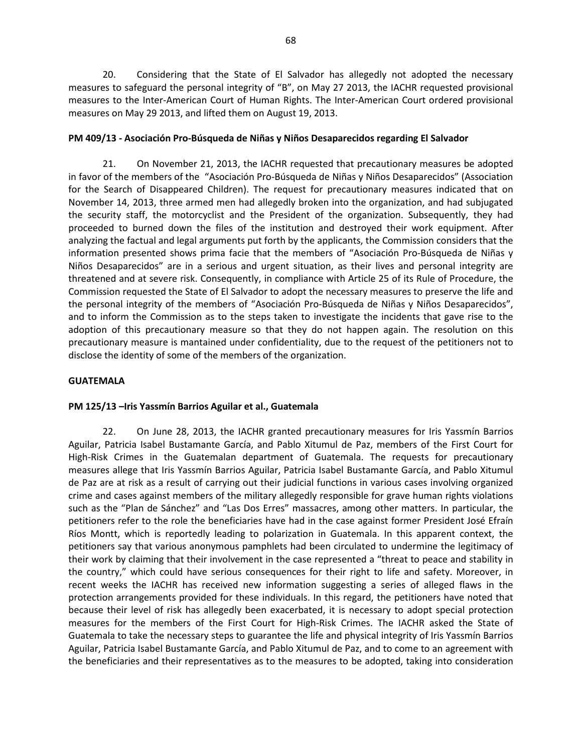20. Considering that the State of El Salvador has allegedly not adopted the necessary measures to safeguard the personal integrity of "B", on May 27 2013, the IACHR requested provisional measures to the Inter-American Court of Human Rights. The Inter-American Court ordered provisional measures on May 29 2013, and lifted them on August 19, 2013.

**PM 409/13 - Asociación Pro-Búsqueda de Niñas y Niños Desaparecidos regarding El Salvador**

21. On November 21, 2013, the IACHR requested that precautionary measures be adopted in favor of the members of the "Asociación Pro-Búsqueda de Niñas y Niños Desaparecidos" (Association for the Search of Disappeared Children). The request for precautionary measures indicated that on November 14, 2013, three armed men had allegedly broken into the organization, and had subjugated the security staff, the motorcyclist and the President of the organization. Subsequently, they had proceeded to burned down the files of the institution and destroyed their work equipment. After analyzing the factual and legal arguments put forth by the applicants, the Commission considers that the information presented shows prima facie that the members of "Asociación Pro-Búsqueda de Niñas y Niños Desaparecidos" are in a serious and urgent situation, as their lives and personal integrity are threatened and at severe risk. Consequently, in compliance with Article 25 of its Rule of Procedure, the Commission requested the State of El Salvador to adopt the necessary measures to preserve the life and the personal integrity of the members of "Asociación Pro-Búsqueda de Niñas y Niños Desaparecidos", and to inform the Commission as to the steps taken to investigate the incidents that gave rise to the adoption of this precautionary measure so that they do not happen again. The resolution on this precautionary measure is mantained under confidentiality, due to the request of the petitioners not to disclose the identity of some of the members of the organization.

**GUATEMALA**

**PM 125/13 –Iris Yassmín Barrios Aguilar et al., Guatemala**

22. On June 28, 2013, the IACHR granted precautionary measures for Iris Yassmín Barrios Aguilar, Patricia Isabel Bustamante García, and Pablo Xitumul de Paz, members of the First Court for High-Risk Crimes in the Guatemalan department of Guatemala. The requests for precautionary measures allege that Iris Yassmín Barrios Aguilar, Patricia Isabel Bustamante García, and Pablo Xitumul de Paz are at risk as a result of carrying out their judicial functions in various cases involving organized crime and cases against members of the military allegedly responsible for grave human rights violations such as the "Plan de Sánchez" and "Las Dos Erres" massacres, among other matters. In particular, the petitioners refer to the role the beneficiaries have had in the case against former President José Efraín Ríos Montt, which is reportedly leading to polarization in Guatemala. In this apparent context, the petitioners say that various anonymous pamphlets had been circulated to undermine the legitimacy of their work by claiming that their involvement in the case represented a "threat to peace and stability in the country," which could have serious consequences for their right to life and safety. Moreover, in recent weeks the IACHR has received new information suggesting a series of alleged flaws in the protection arrangements provided for these individuals. In this regard, the petitioners have noted that because their level of risk has allegedly been exacerbated, it is necessary to adopt special protection measures for the members of the First Court for High-Risk Crimes. The IACHR asked the State of Guatemala to take the necessary steps to guarantee the life and physical integrity of Iris Yassmín Barrios Aguilar, Patricia Isabel Bustamante García, and Pablo Xitumul de Paz, and to come to an agreement with the beneficiaries and their representatives as to the measures to be adopted, taking into consideration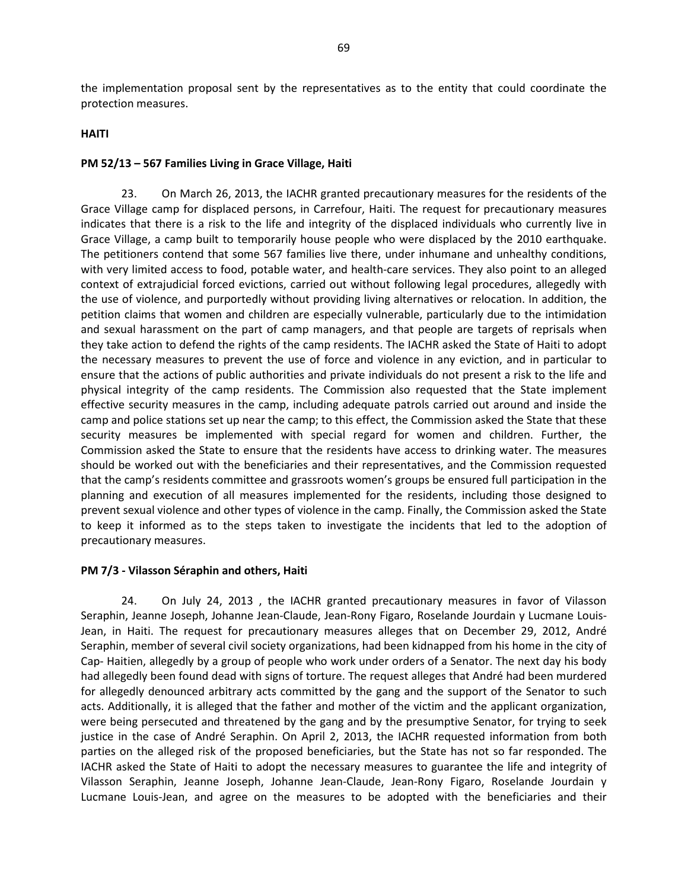the implementation proposal sent by the representatives as to the entity that could coordinate the protection measures.

**HAITI**

**PM 52/13 – 567 Families Living in Grace Village, Haiti**

23. On March 26, 2013, the IACHR granted precautionary measures for the residents of the Grace Village camp for displaced persons, in Carrefour, Haiti. The request for precautionary measures indicates that there is a risk to the life and integrity of the displaced individuals who currently live in Grace Village, a camp built to temporarily house people who were displaced by the 2010 earthquake. The petitioners contend that some 567 families live there, under inhumane and unhealthy conditions, with very limited access to food, potable water, and health-care services. They also point to an alleged context of extrajudicial forced evictions, carried out without following legal procedures, allegedly with the use of violence, and purportedly without providing living alternatives or relocation. In addition, the petition claims that women and children are especially vulnerable, particularly due to the intimidation and sexual harassment on the part of camp managers, and that people are targets of reprisals when they take action to defend the rights of the camp residents. The IACHR asked the State of Haiti to adopt the necessary measures to prevent the use of force and violence in any eviction, and in particular to ensure that the actions of public authorities and private individuals do not present a risk to the life and physical integrity of the camp residents. The Commission also requested that the State implement effective security measures in the camp, including adequate patrols carried out around and inside the camp and police stations set up near the camp; to this effect, the Commission asked the State that these security measures be implemented with special regard for women and children. Further, the Commission asked the State to ensure that the residents have access to drinking water. The measures should be worked out with the beneficiaries and their representatives, and the Commission requested that the camp's residents committee and grassroots women's groups be ensured full participation in the planning and execution of all measures implemented for the residents, including those designed to prevent sexual violence and other types of violence in the camp. Finally, the Commission asked the State to keep it informed as to the steps taken to investigate the incidents that led to the adoption of precautionary measures.

**PM 7/3 - Vilasson Séraphin and others, Haiti**

24. On July 24, 2013 , the IACHR granted precautionary measures in favor of Vilasson Seraphin, Jeanne Joseph, Johanne Jean-Claude, Jean-Rony Figaro, Roselande Jourdain y Lucmane Louis-Jean, in Haiti. The request for precautionary measures alleges that on December 29, 2012, André Seraphin, member of several civil society organizations, had been kidnapped from his home in the city of Cap- Haitien, allegedly by a group of people who work under orders of a Senator. The next day his body had allegedly been found dead with signs of torture. The request alleges that André had been murdered for allegedly denounced arbitrary acts committed by the gang and the support of the Senator to such acts. Additionally, it is alleged that the father and mother of the victim and the applicant organization, were being persecuted and threatened by the gang and by the presumptive Senator, for trying to seek justice in the case of André Seraphin. On April 2, 2013, the IACHR requested information from both parties on the alleged risk of the proposed beneficiaries, but the State has not so far responded. The IACHR asked the State of Haiti to adopt the necessary measures to guarantee the life and integrity of Vilasson Seraphin, Jeanne Joseph, Johanne Jean-Claude, Jean-Rony Figaro, Roselande Jourdain y Lucmane Louis-Jean, and agree on the measures to be adopted with the beneficiaries and their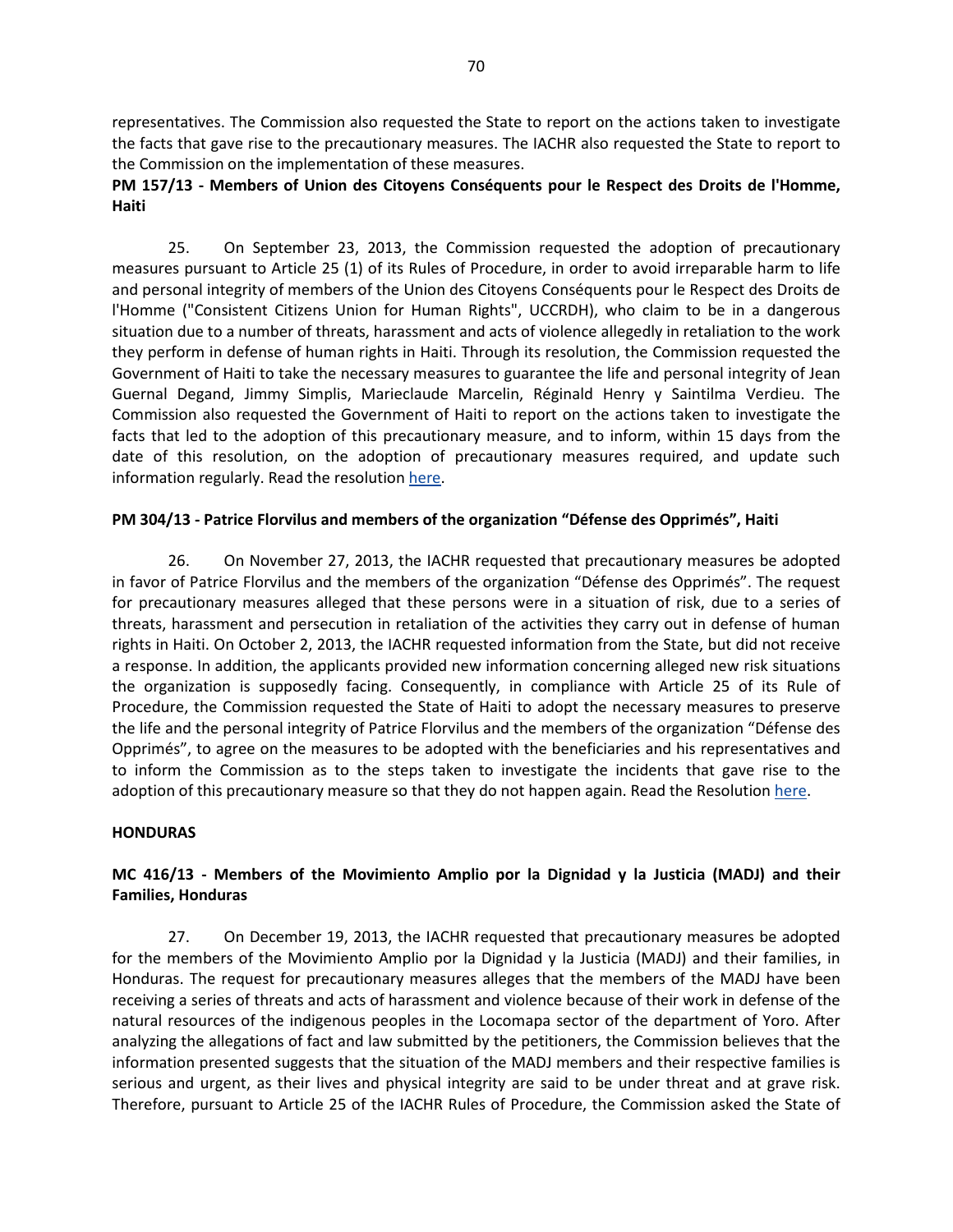representatives. The Commission also requested the State to report on the actions taken to investigate the facts that gave rise to the precautionary measures. The IACHR also requested the State to report to the Commission on the implementation of these measures.

**PM 157/13 - Members of Union des Citoyens Conséquents pour le Respect des Droits de l'Homme, Haiti**

25. On September 23, 2013, the Commission requested the adoption of precautionary measures pursuant to Article 25 (1) of its Rules of Procedure, in order to avoid irreparable harm to life and personal integrity of members of the Union des Citoyens Conséquents pour le Respect des Droits de l'Homme ("Consistent Citizens Union for Human Rights", UCCRDH), who claim to be in a dangerous situation due to a number of threats, harassment and acts of violence allegedly in retaliation to the work they perform in defense of human rights in Haiti. Through its resolution, the Commission requested the Government of Haiti to take the necessary measures to guarantee the life and personal integrity of Jean Guernal Degand, Jimmy Simplis, Marieclaude Marcelin, Réginald Henry y Saintilma Verdieu. The Commission also requested the Government of Haiti to report on the actions taken to investigate the facts that led to the adoption of this precautionary measure, and to inform, within 15 days from the date of this resolution, on the adoption of precautionary measures required, and update such information regularly. Read the resolution here.

**PM 304/13 - Patrice Florvilus and members of the organization "Défense des Opprimés", Haiti**

26. On November 27, 2013, the IACHR requested that precautionary measures be adopted in favor of Patrice Florvilus and the members of the organization "Défense des Opprimés". The request for precautionary measures alleged that these persons were in a situation of risk, due to a series of threats, harassment and persecution in retaliation of the activities they carry out in defense of human rights in Haiti. On October 2, 2013, the IACHR requested information from the State, but did not receive a response. In addition, the applicants provided new information concerning alleged new risk situations the organization is supposedly facing. Consequently, in compliance with Article 25 of its Rule of Procedure, the Commission requested the State of Haiti to adopt the necessary measures to preserve the life and the personal integrity of Patrice Florvilus and the members of the organization "Défense des Opprimés", to agree on the measures to be adopted with the beneficiaries and his representatives and to inform the Commission as to the steps taken to investigate the incidents that gave rise to the adoption of this precautionary measure so that they do not happen again. Read the Resolution here.

## HONDURAS

**MC 416/13 - Members of the Movimiento Amplio por la Dignidad y la Justicia (MADJ) and their Families, Honduras**

27. On December 19, 2013, the IACHR requested that precautionary measures be adopted for the members of the Movimiento Amplio por la Dignidad y la Justicia (MADJ) and their families, in Honduras. The request for precautionary measures alleges that the members of the MADJ have been receiving a series of threats and acts of harassment and violence because of their work in defense of the natural resources of the indigenous peoples in the Locomapa sector of the department of Yoro. After analyzing the allegations of fact and law submitted by the petitioners, the Commission believes that the information presented suggests that the situation of the MADJ members and their respective families is serious and urgent, as their lives and physical integrity are said to be under threat and at grave risk. Therefore, pursuant to Article 25 of the IACHR Rules of Procedure, the Commission asked the State of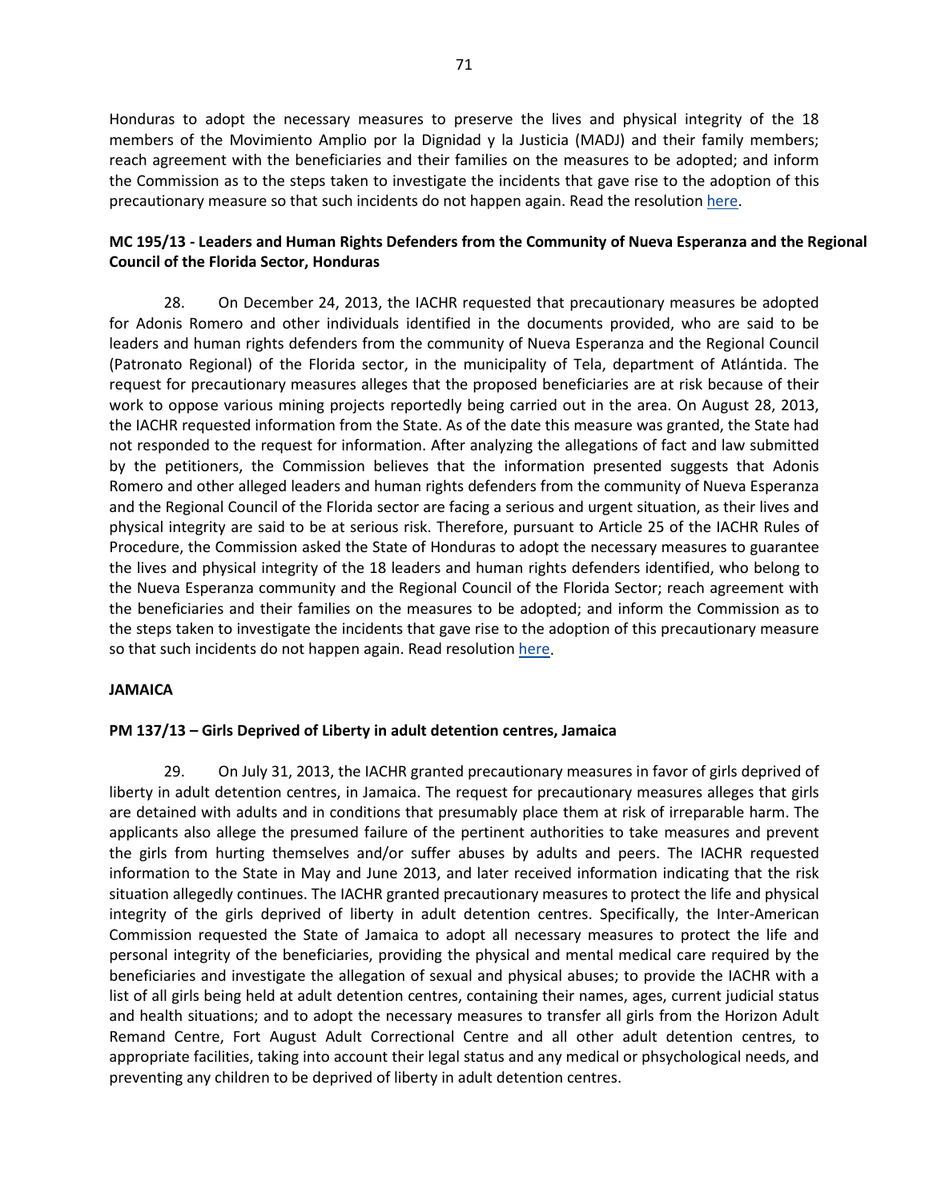Honduras to adopt the necessary measures to preserve the lives and physical integrity of the 18 members of the Movimiento Amplio por la Dignidad y la Justicia (MADJ) and their family members; reach agreement with the beneficiaries and their families on the measures to be adopted; and inform the Commission as to the steps taken to investigate the incidents that gave rise to the adoption of this precautionary measure so that such incidents do not happen again. Read the resolution [here](#).

**MC 195/13 - Leaders and Human Rights Defenders from the Community of Nueva Esperanza and the Regional Council of the Florida Sector, Honduras**

28. On December 24, 2013, the IACHR requested that precautionary measures be adopted for Adonis Romero and other individuals identified in the documents provided, who are said to be leaders and human rights defenders from the community of Nueva Esperanza and the Regional Council (Patronato Regional) of the Florida sector, in the municipality of Tela, department of Atlántida. The request for precautionary measures alleges that the proposed beneficiaries are at risk because of their work to oppose various mining projects reportedly being carried out in the area. On August 28, 2013, the IACHR requested information from the State. As of the date this measure was granted, the State had not responded to the request for information. After analyzing the allegations of fact and law submitted by the petitioners, the Commission believes that the information presented suggests that Adonis Romero and other alleged leaders and human rights defenders from the community of Nueva Esperanza and the Regional Council of the Florida sector are facing a serious and urgent situation, as their lives and physical integrity are said to be at serious risk. Therefore, pursuant to Article 25 of the IACHR Rules of Procedure, the Commission asked the State of Honduras to adopt the necessary measures to guarantee the lives and physical integrity of the 18 leaders and human rights defenders identified, who belong to the Nueva Esperanza community and the Regional Council of the Florida Sector; reach agreement with the beneficiaries and their families on the measures to be adopted; and inform the Commission as to the steps taken to investigate the incidents that gave rise to the adoption of this precautionary measure so that such incidents do not happen again. Read resolution [here](#).

**JAMAICA**

**PM 137/13 – Girls Deprived of Liberty in adult detention centres, Jamaica**

29. On July 31, 2013, the IACHR granted precautionary measures in favor of girls deprived of liberty in adult detention centres, in Jamaica. The request for precautionary measures alleges that girls are detained with adults and in conditions that presumably place them at risk of irreparable harm. The applicants also allege the presumed failure of the pertinent authorities to take measures and prevent the girls from hurting themselves and/or suffer abuses by adults and peers. The IACHR requested information to the State in May and June 2013, and later received information indicating that the risk situation allegedly continues. The IACHR granted precautionary measures to protect the life and physical integrity of the girls deprived of liberty in adult detention centres. Specifically, the Inter-American Commission requested the State of Jamaica to adopt all necessary measures to protect the life and personal integrity of the beneficiaries, providing the physical and mental medical care required by the beneficiaries and investigate the allegation of sexual and physical abuses; to provide the IACHR with a list of all girls being held at adult detention centres, containing their names, ages, current judicial status and health situations; and to adopt the necessary measures to transfer all girls from the Horizon Adult Remand Centre, Fort August Adult Correctional Centre and all other adult detention centres, to appropriate facilities, taking into account their legal status and any medical or phsychological needs, and preventing any children to be deprived of liberty in adult detention centres.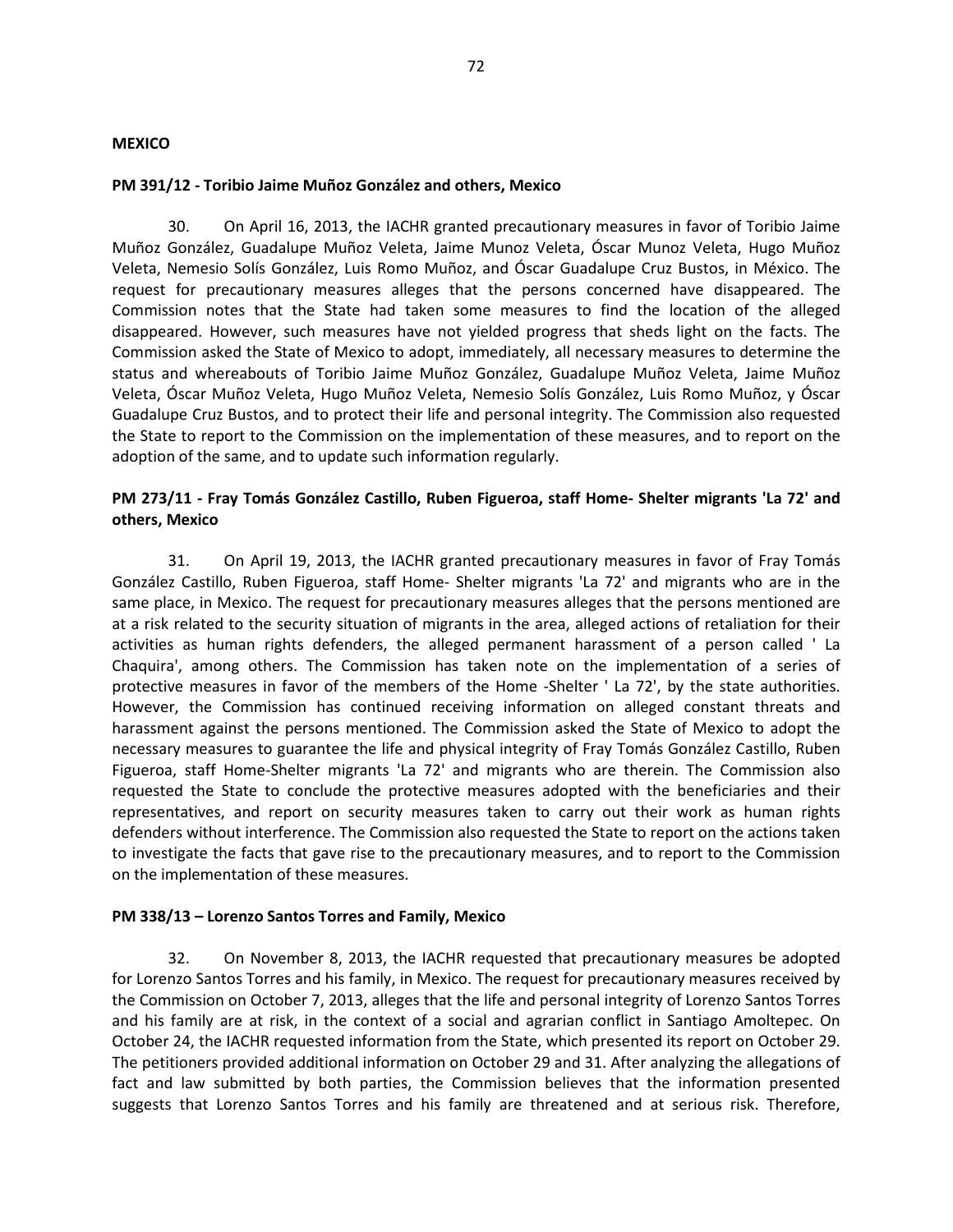**MEXICO**

**PM 391/12 - Toribio Jaime Muñoz González and others, Mexico**

30. On April 16, 2013, the IACHR granted precautionary measures in favor of Toribio Jaime Muñoz González, Guadalupe Muñoz Veleta, Jaime Munoz Veleta, Óscar Munoz Veleta, Hugo Muñoz Veleta, Nemesio Solís González, Luis Romo Muñoz, and Óscar Guadalupe Cruz Bustos, in México. The request for precautionary measures alleges that the persons concerned have disappeared. The Commission notes that the State had taken some measures to find the location of the alleged disappeared. However, such measures have not yielded progress that sheds light on the facts. The Commission asked the State of Mexico to adopt, immediately, all necessary measures to determine the status and whereabouts of Toribio Jaime Muñoz González, Guadalupe Muñoz Veleta, Jaime Muñoz Veleta, Óscar Muñoz Veleta, Hugo Muñoz Veleta, Nemesio Solís González, Luis Romo Muñoz, y Óscar Guadalupe Cruz Bustos, and to protect their life and personal integrity. The Commission also requested the State to report to the Commission on the implementation of these measures, and to report on the adoption of the same, and to update such information regularly.

**PM 273/11 - Fray Tomás González Castillo, Ruben Figueroa, staff Home- Shelter migrants 'La 72' and others, Mexico**

31. On April 19, 2013, the IACHR granted precautionary measures in favor of Fray Tomás González Castillo, Ruben Figueroa, staff Home- Shelter migrants 'La 72' and migrants who are in the same place, in Mexico. The request for precautionary measures alleges that the persons mentioned are at a risk related to the security situation of migrants in the area, alleged actions of retaliation for their activities as human rights defenders, the alleged permanent harassment of a person called ' La Chaquira', among others. The Commission has taken note on the implementation of a series of protective measures in favor of the members of the Home -Shelter ' La 72', by the state authorities. However, the Commission has continued receiving information on alleged constant threats and harassment against the persons mentioned. The Commission asked the State of Mexico to adopt the necessary measures to guarantee the life and physical integrity of Fray Tomás González Castillo, Ruben Figueroa, staff Home-Shelter migrants 'La 72' and migrants who are therein. The Commission also requested the State to conclude the protective measures adopted with the beneficiaries and their representatives, and report on security measures taken to carry out their work as human rights defenders without interference. The Commission also requested the State to report on the actions taken to investigate the facts that gave rise to the precautionary measures, and to report to the Commission on the implementation of these measures.

**PM 338/13 – Lorenzo Santos Torres and Family, Mexico**

32. On November 8, 2013, the IACHR requested that precautionary measures be adopted for Lorenzo Santos Torres and his family, in Mexico. The request for precautionary measures received by the Commission on October 7, 2013, alleges that the life and personal integrity of Lorenzo Santos Torres and his family are at risk, in the context of a social and agrarian conflict in Santiago Amoltepec. On October 24, the IACHR requested information from the State, which presented its report on October 29. The petitioners provided additional information on October 29 and 31. After analyzing the allegations of fact and law submitted by both parties, the Commission believes that the information presented suggests that Lorenzo Santos Torres and his family are threatened and at serious risk. Therefore,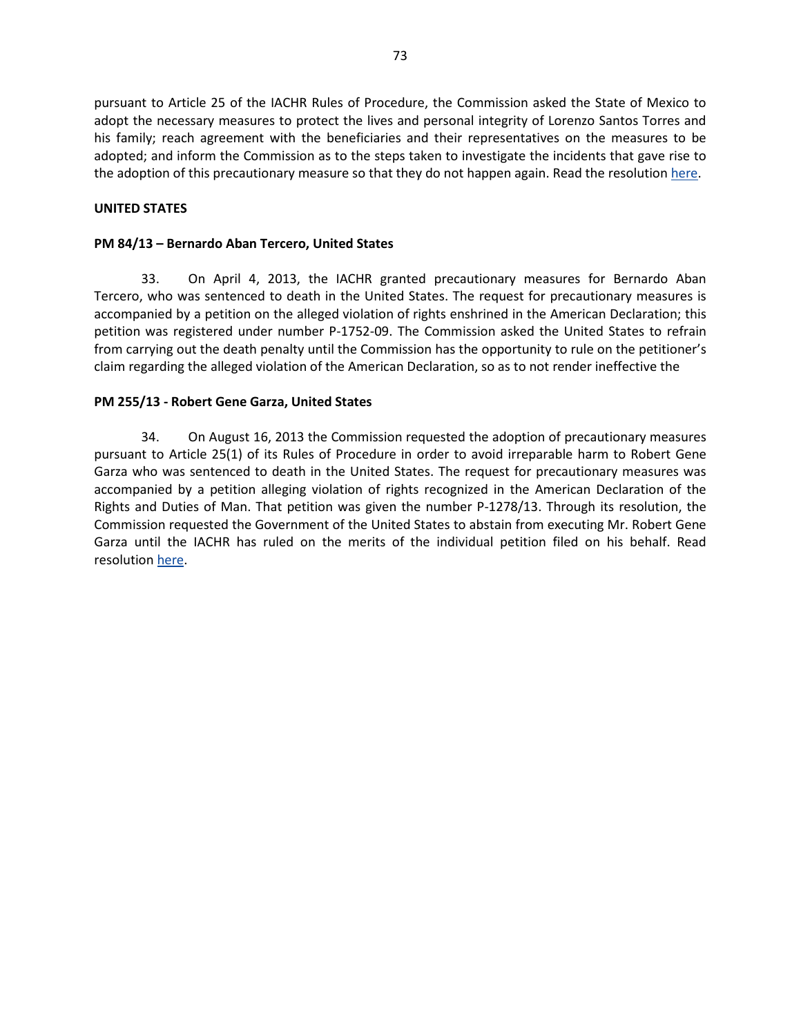pursuant to Article 25 of the IACHR Rules of Procedure, the Commission asked the State of Mexico to adopt the necessary measures to protect the lives and personal integrity of Lorenzo Santos Torres and his family; reach agreement with the beneficiaries and their representatives on the measures to be adopted; and inform the Commission as to the steps taken to investigate the incidents that gave rise to the adoption of this precautionary measure so that they do not happen again. Read the resolution here.

## UNITED STATES

### PM 84/13 – Bernardo Aban Tercero, United States

33. On April 4, 2013, the IACHR granted precautionary measures for Bernardo Aban Tercero, who was sentenced to death in the United States. The request for precautionary measures is accompanied by a petition on the alleged violation of rights enshrined in the American Declaration; this petition was registered under number P-1752-09. The Commission asked the United States to refrain from carrying out the death penalty until the Commission has the opportunity to rule on the petitioner's claim regarding the alleged violation of the American Declaration, so as to not render ineffective the

### PM 255/13 - Robert Gene Garza, United States

34. On August 16, 2013 the Commission requested the adoption of precautionary measures pursuant to Article 25(1) of its Rules of Procedure in order to avoid irreparable harm to Robert Gene Garza who was sentenced to death in the United States. The request for precautionary measures was accompanied by a petition alleging violation of rights recognized in the American Declaration of the Rights and Duties of Man. That petition was given the number P-1278/13. Through its resolution, the Commission requested the Government of the United States to abstain from executing Mr. Robert Gene Garza until the IACHR has ruled on the merits of the individual petition filed on his behalf. Read resolution here.